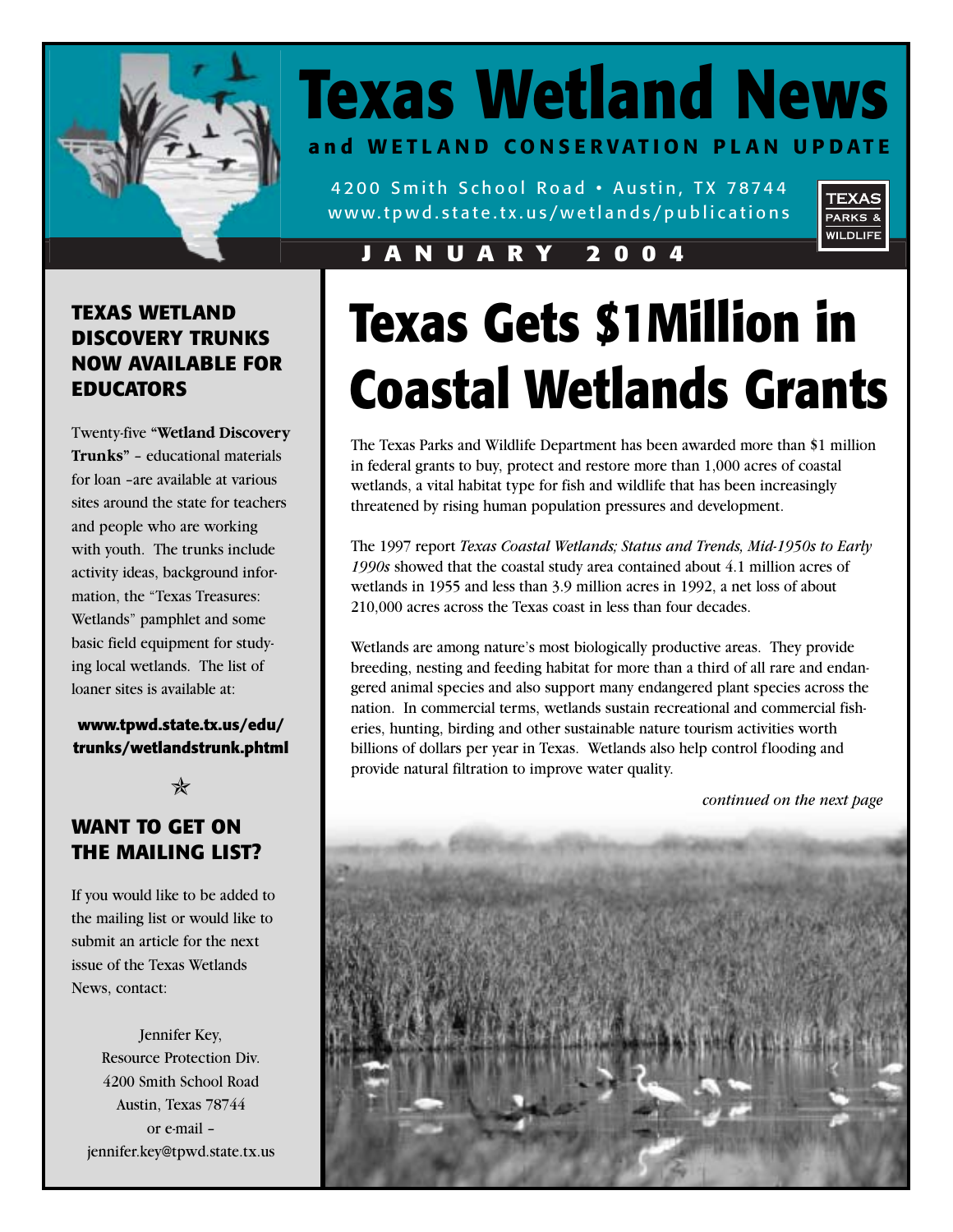# Texas Wetland News

**and WETLAND CONSERVATION PLAN UPDATE**

4200 Smith School Road • Austin, TX 78744
www.tpwd.state.tx.us/wetlands/publications

TEXAS PARKS & WILDLIFE

**JANUARY 2004**

# Texas Gets $1Million in Coastal Wetlands Grants

The Texas Parks and Wildlife Department has been awarded more than $1 million in federal grants to buy, protect and restore more than 1,000 acres of coastal wetlands, a vital habitat type for fish and wildlife that has been increasingly threatened by rising human population pressures and development.

The 1997 report *Texas Coastal Wetlands; Status and Trends, Mid-1950s to Early 1990s* showed that the coastal study area contained about 4.1 million acres of wetlands in 1955 and less than 3.9 million acres in 1992, a net loss of about 210,000 acres across the Texas coast in less than four decades.

Wetlands are among nature's most biologically productive areas. They provide breeding, nesting and feeding habitat for more than a third of all rare and endangered animal species and also support many endangered plant species across the nation. In commercial terms, wetlands sustain recreational and commercial fisheries, hunting, birding and other sustainable nature tourism activities worth billions of dollars per year in Texas. Wetlands also help control flooding and provide natural filtration to improve water quality.

*continued on the next page*

## TEXAS WETLAND DISCOVERY TRUNKS NOW AVAILABLE FOR EDUCATORS

Twenty-five **"Wetland Discovery Trunks"** – educational materials for loan –are available at various sites around the state for teachers and people who are working with youth. The trunks include activity ideas, background information, the "Texas Treasures: Wetlands" pamphlet and some basic field equipment for studying local wetlands. The list of loaner sites is available at:

**www.tpwd.state.tx.us/edu/trunks/wetlandstrunk.phtml**

## WANT TO GET ON THE MAILING LIST?

If you would like to be added to the mailing list or would like to submit an article for the next issue of the Texas Wetlands News, contact:

Jennifer Key,
Resource Protection Div.
4200 Smith School Road
Austin, Texas 78744
or e-mail –
jennifer.key@tpwd.state.tx.us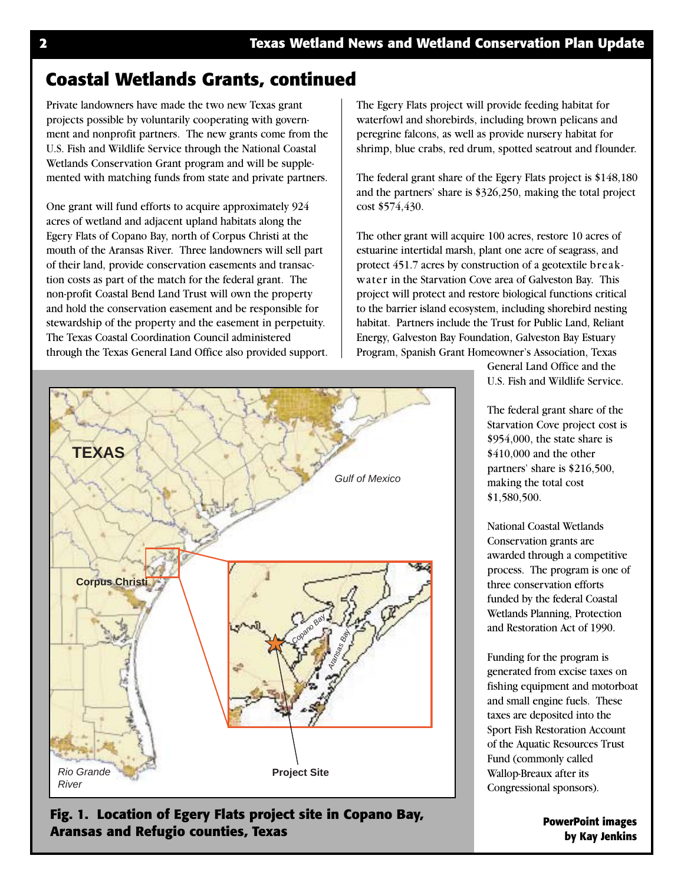## Coastal Wetlands Grants, continued

Private landowners have made the two new Texas grant projects possible by voluntarily cooperating with government and nonprofit partners. The new grants come from the U.S. Fish and Wildlife Service through the National Coastal Wetlands Conservation Grant program and will be supplemented with matching funds from state and private partners.

One grant will fund efforts to acquire approximately 924 acres of wetland and adjacent upland habitats along the Egery Flats of Copano Bay, north of Corpus Christi at the mouth of the Aransas River. Three landowners will sell part of their land, provide conservation easements and transaction costs as part of the match for the federal grant. The non-profit Coastal Bend Land Trust will own the property and hold the conservation easement and be responsible for stewardship of the property and the easement in perpetuity. The Texas Coastal Coordination Council administered through the Texas General Land Office also provided support.

The Egery Flats project will provide feeding habitat for waterfowl and shorebirds, including brown pelicans and peregrine falcons, as well as provide nursery habitat for shrimp, blue crabs, red drum, spotted seatrout and flounder.

The federal grant share of the Egery Flats project is $148,180 and the partners' share is $326,250, making the total project cost $574,430.

The other grant will acquire 100 acres, restore 10 acres of estuarine intertidal marsh, plant one acre of seagrass, and protect 451.7 acres by construction of a geotextile breakwater in the Starvation Cove area of Galveston Bay. This project will protect and restore biological functions critical to the barrier island ecosystem, including shorebird nesting habitat. Partners include the Trust for Public Land, Reliant Energy, Galveston Bay Foundation, Galveston Bay Estuary Program, Spanish Grant Homeowner's Association, Texas General Land Office and the U.S. Fish and Wildlife Service.

The federal grant share of the Starvation Cove project cost is $954,000, the state share is $410,000 and the other partners' share is $216,500, making the total cost $1,580,500.

National Coastal Wetlands Conservation grants are awarded through a competitive process. The program is one of three conservation efforts funded by the federal Coastal Wetlands Planning, Protection and Restoration Act of 1990.

Funding for the program is generated from excise taxes on fishing equipment and motorboat and small engine fuels. These taxes are deposited into the Sport Fish Restoration Account of the Aquatic Resources Trust Fund (commonly called Wallop-Breaux after its Congressional sponsors).

**Fig. 1. Location of Egery Flats project site in Copano Bay, Aransas and Refugio counties, Texas**

**PowerPoint images by Kay Jenkins**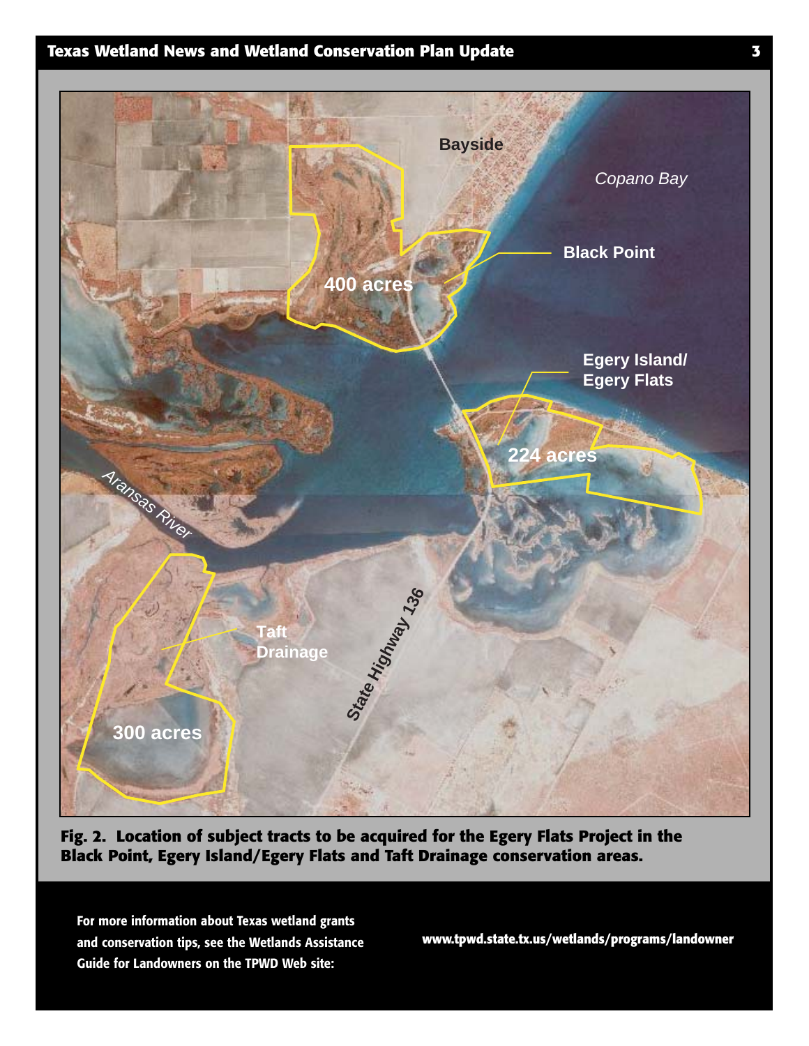Fig. 2. Location of subject tracts to be acquired for the Egery Flats Project in the Black Point, Egery Island/Egery Flats and Taft Drainage conservation areas.

For more information about Texas wetland grants and conservation tips, see the Wetlands Assistance Guide for Landowners on the TPWD Web site:

www.tpwd.state.tx.us/wetlands/programs/landowner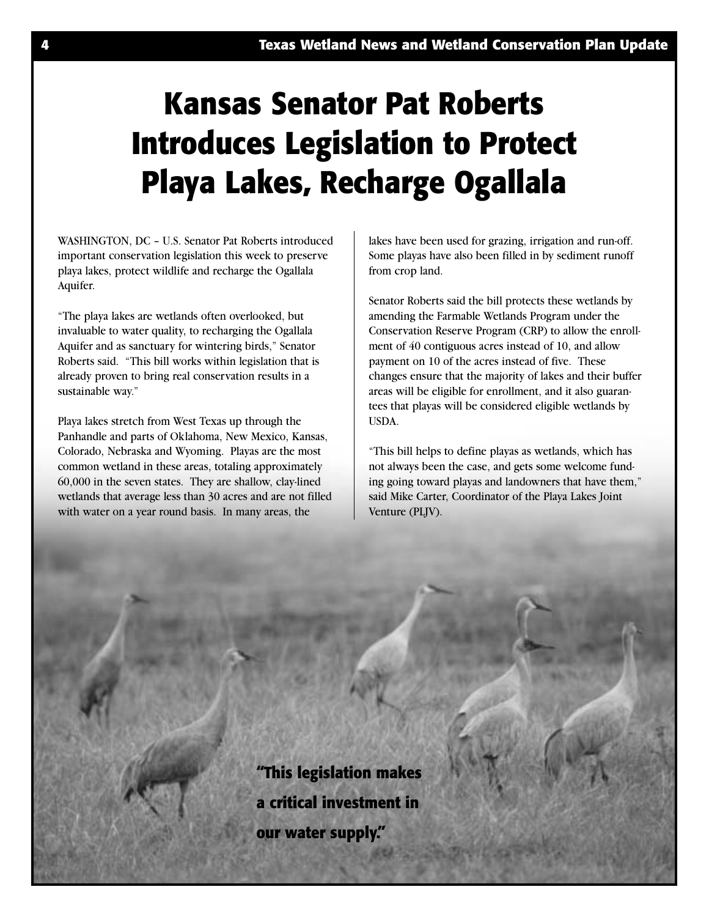# Kansas Senator Pat Roberts Introduces Legislation to Protect Playa Lakes, Recharge Ogallala

WASHINGTON, DC – U.S. Senator Pat Roberts introduced important conservation legislation this week to preserve playa lakes, protect wildlife and recharge the Ogallala Aquifer.

"The playa lakes are wetlands often overlooked, but invaluable to water quality, to recharging the Ogallala Aquifer and as sanctuary for wintering birds," Senator Roberts said. "This bill works within legislation that is already proven to bring real conservation results in a sustainable way."

Playa lakes stretch from West Texas up through the Panhandle and parts of Oklahoma, New Mexico, Kansas, Colorado, Nebraska and Wyoming. Playas are the most common wetland in these areas, totaling approximately 60,000 in the seven states. They are shallow, clay-lined wetlands that average less than 30 acres and are not filled with water on a year round basis. In many areas, the lakes have been used for grazing, irrigation and run-off. Some playas have also been filled in by sediment runoff from crop land.

Senator Roberts said the bill protects these wetlands by amending the Farmable Wetlands Program under the Conservation Reserve Program (CRP) to allow the enrollment of 40 contiguous acres instead of 10, and allow payment on 10 of the acres instead of five. These changes ensure that the majority of lakes and their buffer areas will be eligible for enrollment, and it also guarantees that playas will be considered eligible wetlands by USDA.

"This bill helps to define playas as wetlands, which has not always been the case, and gets some welcome funding going toward playas and landowners that have them," said Mike Carter, Coordinator of the Playa Lakes Joint Venture (PLJV).

**"This legislation makes a critical investment in our water supply."**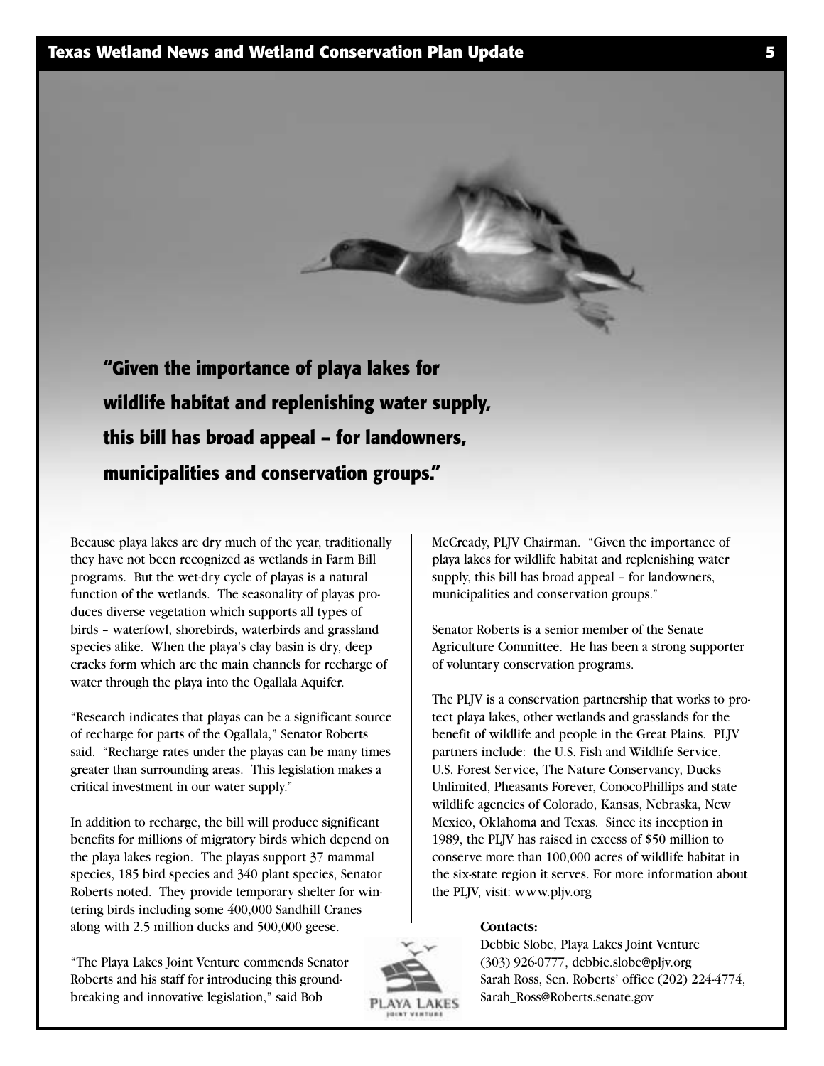**"Given the importance of playa lakes for wildlife habitat and replenishing water supply, this bill has broad appeal – for landowners, municipalities and conservation groups."**

Because playa lakes are dry much of the year, traditionally they have not been recognized as wetlands in Farm Bill programs. But the wet-dry cycle of playas is a natural function of the wetlands. The seasonality of playas produces diverse vegetation which supports all types of birds – waterfowl, shorebirds, waterbirds and grassland species alike. When the playa's clay basin is dry, deep cracks form which are the main channels for recharge of water through the playa into the Ogallala Aquifer.

"Research indicates that playas can be a significant source of recharge for parts of the Ogallala," Senator Roberts said. "Recharge rates under the playas can be many times greater than surrounding areas. This legislation makes a critical investment in our water supply."

In addition to recharge, the bill will produce significant benefits for millions of migratory birds which depend on the playa lakes region. The playas support 37 mammal species, 185 bird species and 340 plant species, Senator Roberts noted. They provide temporary shelter for wintering birds including some 400,000 Sandhill Cranes along with 2.5 million ducks and 500,000 geese.

"The Playa Lakes Joint Venture commends Senator Roberts and his staff for introducing this ground-breaking and innovative legislation," said Bob McCready, PLJV Chairman. "Given the importance of playa lakes for wildlife habitat and replenishing water supply, this bill has broad appeal – for landowners, municipalities and conservation groups."

Senator Roberts is a senior member of the Senate Agriculture Committee. He has been a strong supporter of voluntary conservation programs.

The PLJV is a conservation partnership that works to protect playa lakes, other wetlands and grasslands for the benefit of wildlife and people in the Great Plains. PLJV partners include: the U.S. Fish and Wildlife Service, U.S. Forest Service, The Nature Conservancy, Ducks Unlimited, Pheasants Forever, ConocoPhillips and state wildlife agencies of Colorado, Kansas, Nebraska, New Mexico, Oklahoma and Texas. Since its inception in 1989, the PLJV has raised in excess of $50 million to conserve more than 100,000 acres of wildlife habitat in the six-state region it serves. For more information about the PLJV, visit: www.pljv.org

**Contacts:**

Debbie Slobe, Playa Lakes Joint Venture
(303) 926-0777, debbie.slobe@pljv.org
Sarah Ross, Sen. Roberts' office (202) 224-4774, Sarah_Ross@Roberts.senate.gov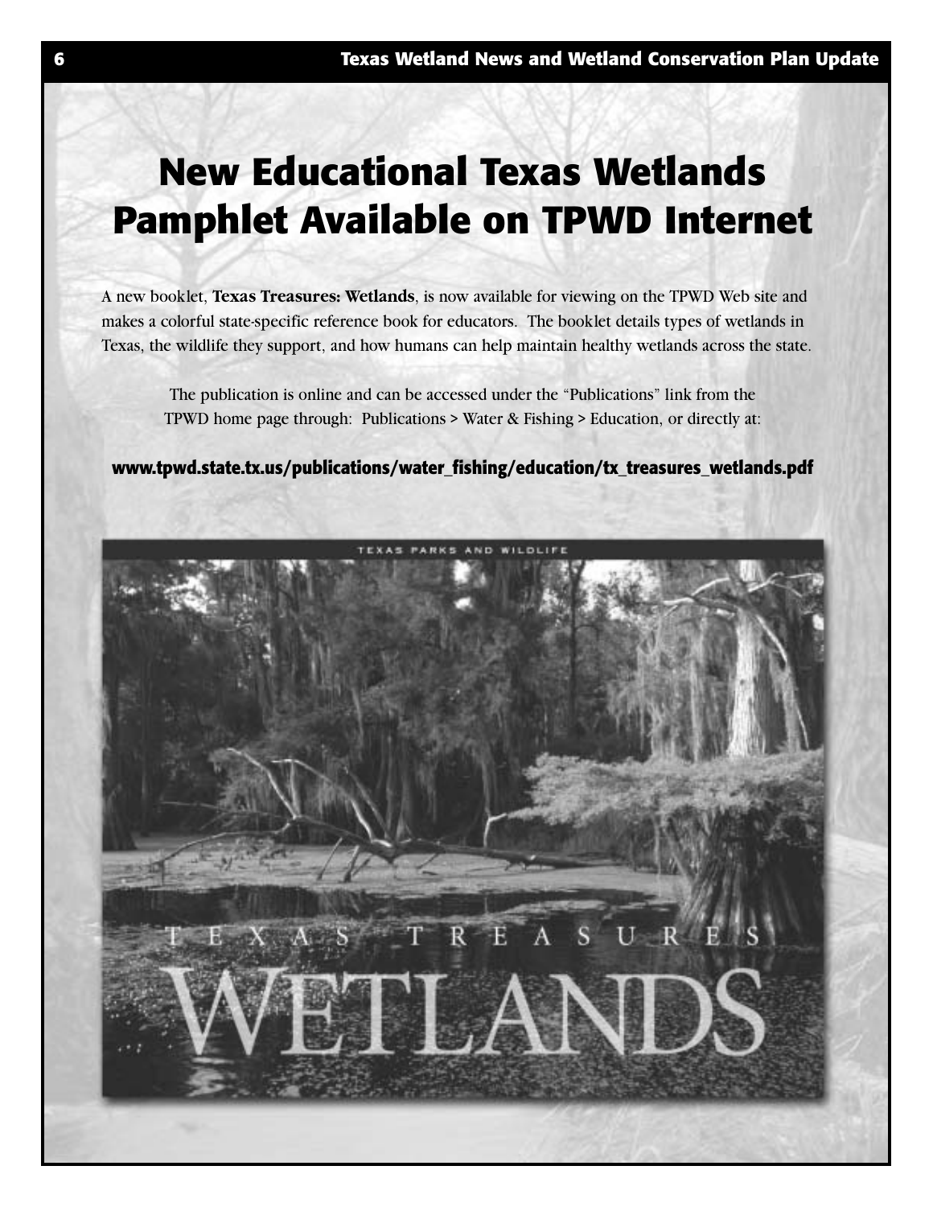# New Educational Texas Wetlands Pamphlet Available on TPWD Internet

A new booklet, **Texas Treasures: Wetlands**, is now available for viewing on the TPWD Web site and makes a colorful state-specific reference book for educators. The booklet details types of wetlands in Texas, the wildlife they support, and how humans can help maintain healthy wetlands across the state.

The publication is online and can be accessed under the "Publications" link from the TPWD home page through: Publications > Water & Fishing > Education, or directly at:

**www.tpwd.state.tx.us/publications/water_fishing/education/tx_treasures_wetlands.pdf**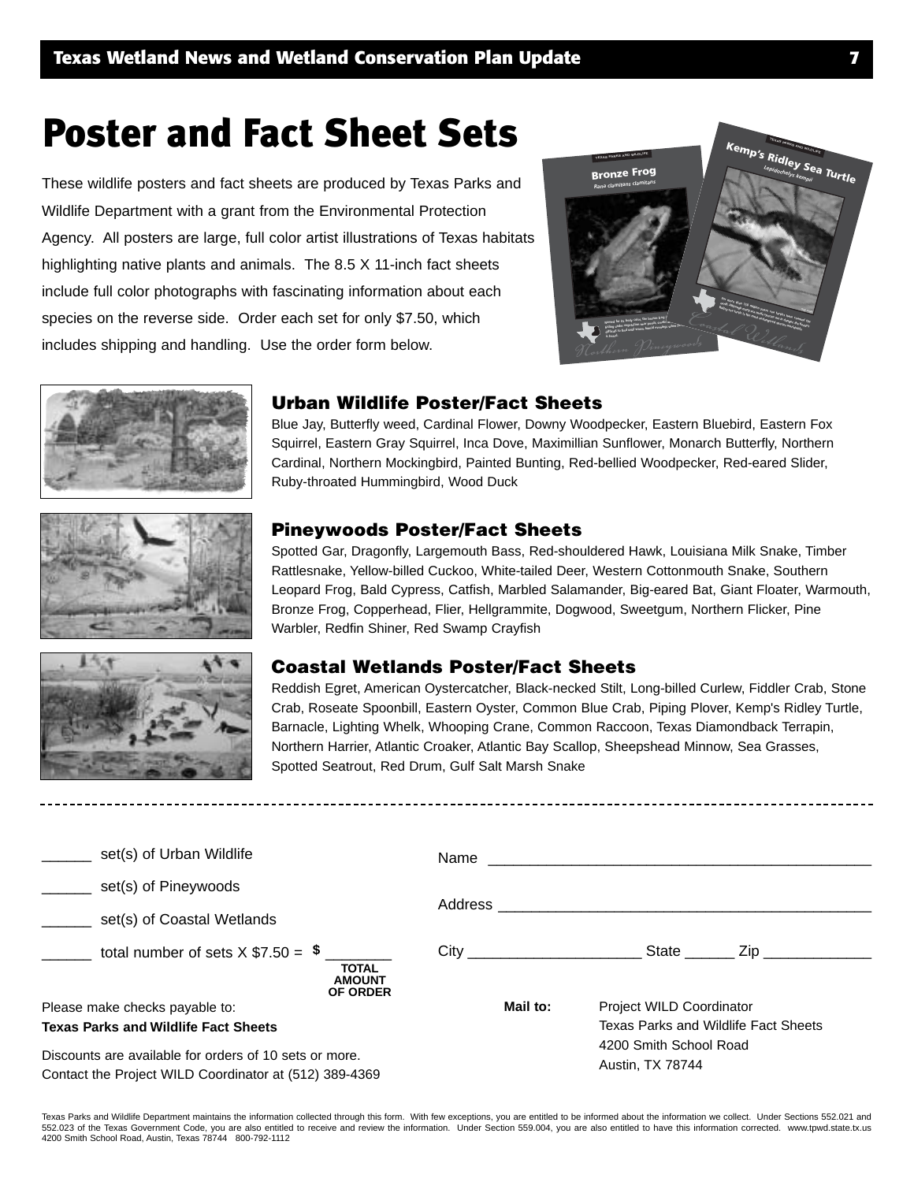# Poster and Fact Sheet Sets

These wildlife posters and fact sheets are produced by Texas Parks and Wildlife Department with a grant from the Environmental Protection Agency. All posters are large, full color artist illustrations of Texas habitats highlighting native plants and animals. The 8.5 X 11-inch fact sheets include full color photographs with fascinating information about each species on the reverse side. Order each set for only $7.50, which includes shipping and handling. Use the order form below.

## Urban Wildlife Poster/Fact Sheets

Blue Jay, Butterfly weed, Cardinal Flower, Downy Woodpecker, Eastern Bluebird, Eastern Fox Squirrel, Eastern Gray Squirrel, Inca Dove, Maximillian Sunflower, Monarch Butterfly, Northern Cardinal, Northern Mockingbird, Painted Bunting, Red-bellied Woodpecker, Red-eared Slider, Ruby-throated Hummingbird, Wood Duck

## Pineywoods Poster/Fact Sheets

Spotted Gar, Dragonfly, Largemouth Bass, Red-shouldered Hawk, Louisiana Milk Snake, Timber Rattlesnake, Yellow-billed Cuckoo, White-tailed Deer, Western Cottonmouth Snake, Southern Leopard Frog, Bald Cypress, Catfish, Marbled Salamander, Big-eared Bat, Giant Floater, Warmouth, Bronze Frog, Copperhead, Flier, Hellgrammite, Dogwood, Sweetgum, Northern Flicker, Pine Warbler, Redfin Shiner, Red Swamp Crayfish

## Coastal Wetlands Poster/Fact Sheets

Reddish Egret, American Oystercatcher, Black-necked Stilt, Long-billed Curlew, Fiddler Crab, Stone Crab, Roseate Spoonbill, Eastern Oyster, Common Blue Crab, Piping Plover, Kemp's Ridley Turtle, Barnacle, Lighting Whelk, Whooping Crane, Common Raccoon, Texas Diamondback Terrapin, Northern Harrier, Atlantic Croaker, Atlantic Bay Scallop, Sheepshead Minnow, Sea Grasses, Spotted Seatrout, Red Drum, Gulf Salt Marsh Snake

---

______ set(s) of Urban Wildlife

______ set(s) of Pineywoods

______ set(s) of Coastal Wetlands

______ total number of sets X $7.50 = $ ________ **TOTAL AMOUNT OF ORDER**

Please make checks payable to:
**Texas Parks and Wildlife Fact Sheets**

Discounts are available for orders of 10 sets or more. Contact the Project WILD Coordinator at (512) 389-4369

Name ______________________________________________

Address ____________________________________________

City ____________________ State ______ Zip ____________

**Mail to:** Project WILD Coordinator
Texas Parks and Wildlife Fact Sheets
4200 Smith School Road
Austin, TX 78744

Texas Parks and Wildlife Department maintains the information collected through this form. With few exceptions, you are entitled to be informed about the information we collect. Under Sections 552.021 and 552.023 of the Texas Government Code, you are also entitled to receive and review the information. Under Section 559.004, you are also entitled to have this information corrected. www.tpwd.state.tx.us 4200 Smith School Road, Austin, Texas 78744 800-792-1112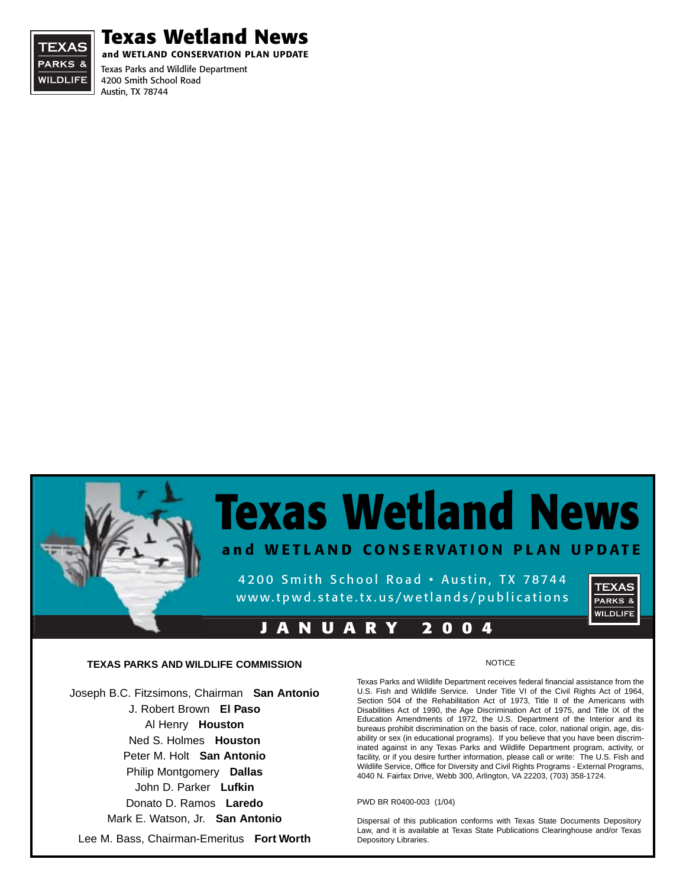**Texas Wetland News**
**and WETLAND CONSERVATION PLAN UPDATE**
Texas Parks and Wildlife Department
4200 Smith School Road
Austin, TX 78744

# Texas Wetland News

## and WETLAND CONSERVATION PLAN UPDATE

4200 Smith School Road • Austin, TX 78744
www.tpwd.state.tx.us/wetlands/publications

**JANUARY 2004**

### TEXAS PARKS AND WILDLIFE COMMISSION

Joseph B.C. Fitzsimons, Chairman **San Antonio**
J. Robert Brown **El Paso**
Al Henry **Houston**
Ned S. Holmes **Houston**
Peter M. Holt **San Antonio**
Philip Montgomery **Dallas**
John D. Parker **Lufkin**
Donato D. Ramos **Laredo**
Mark E. Watson, Jr. **San Antonio**

Lee M. Bass, Chairman-Emeritus **Fort Worth**

NOTICE

Texas Parks and Wildlife Department receives federal financial assistance from the U.S. Fish and Wildlife Service. Under Title VI of the Civil Rights Act of 1964, Section 504 of the Rehabilitation Act of 1973, Title II of the Americans with Disabilities Act of 1990, the Age Discrimination Act of 1975, and Title IX of the Education Amendments of 1972, the U.S. Department of the Interior and its bureaus prohibit discrimination on the basis of race, color, national origin, age, disability or sex (in educational programs). If you believe that you have been discriminated against in any Texas Parks and Wildlife Department program, activity, or facility, or if you desire further information, please call or write: The U.S. Fish and Wildlife Service, Office for Diversity and Civil Rights Programs - External Programs, 4040 N. Fairfax Drive, Webb 300, Arlington, VA 22203, (703) 358-1724.

PWD BR R0400-003 (1/04)

Dispersal of this publication conforms with Texas State Documents Depository Law, and it is available at Texas State Publications Clearinghouse and/or Texas Depository Libraries.